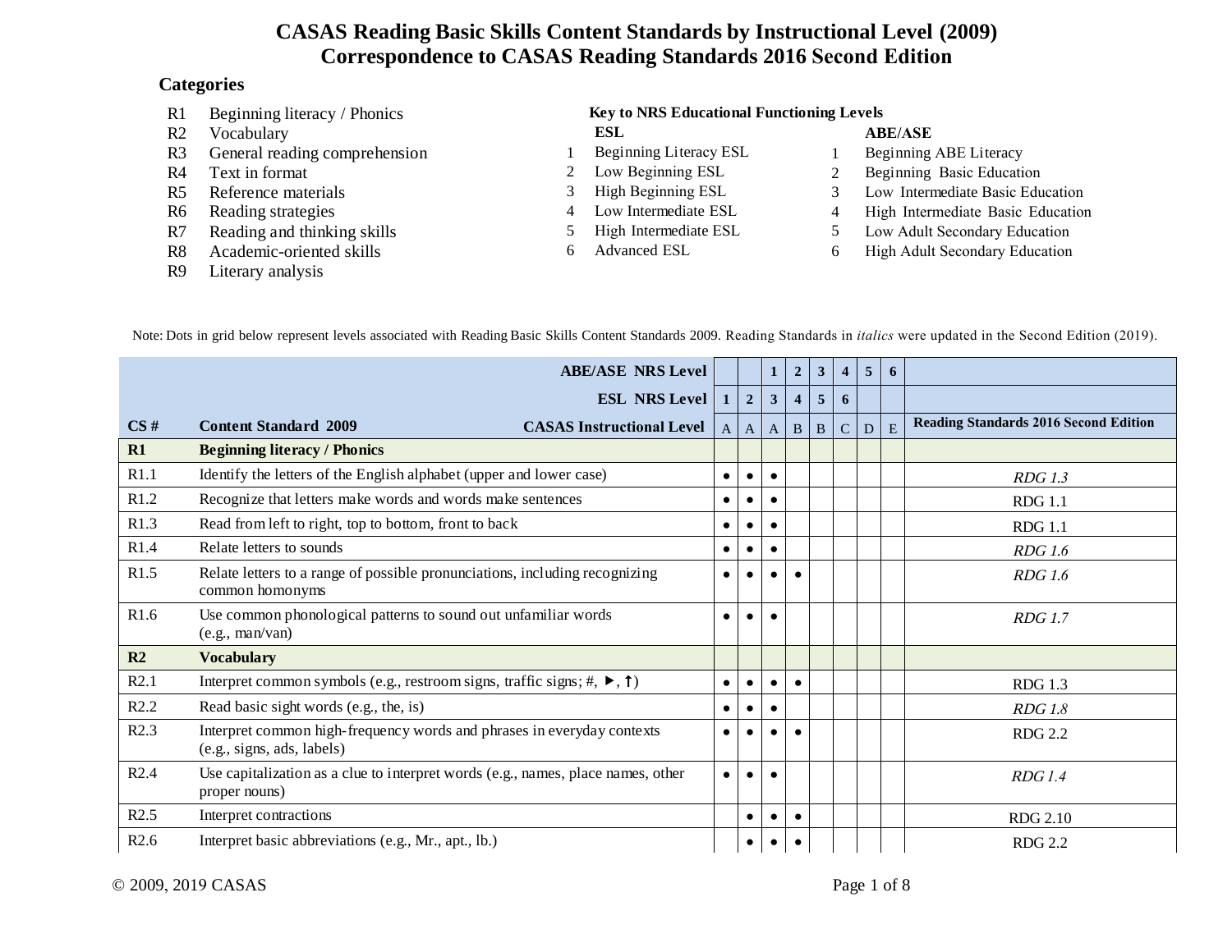# CASAS Reading Basic Skills Content Standards by Instructional Level (2009)
# Correspondence to CASAS Reading Standards 2016 Second Edition

## Categories

- R1 Beginning literacy / Phonics
- R2 Vocabulary
- R3 General reading comprehension
- R4 Text in format
- R5 Reference materials
- R6 Reading strategies
- R7 Reading and thinking skills
- R8 Academic-oriented skills
- R9 Literary analysis

**Key to NRS Educational Functioning Levels**

| | ESL | | ABE/ASE |
|---|---|---|---|
| 1 | Beginning Literacy ESL | 1 | Beginning ABE Literacy |
| 2 | Low Beginning ESL | 2 | Beginning Basic Education |
| 3 | High Beginning ESL | 3 | Low Intermediate Basic Education |
| 4 | Low Intermediate ESL | 4 | High Intermediate Basic Education |
| 5 | High Intermediate ESL | 5 | Low Adult Secondary Education |
| 6 | Advanced ESL | 6 | High Adult Secondary Education |

Note: Dots in grid below represent levels associated with Reading Basic Skills Content Standards 2009. Reading Standards in *italics* were updated in the Second Edition (2019).

| | | **ABE/ASE NRS Level** | | | **1** | **2** | **3** | **4** | **5** | **6** | |
|---|---|---|---|---|---|---|---|---|---|---|---|
| | | **ESL NRS Level** | **1** | **2** | **3** | **4** | **5** | **6** | | | |
| **CS #** | **Content Standard 2009** | **CASAS Instructional Level** | A | A | A | B | B | C | D | E | **Reading Standards 2016 Second Edition** |
| **R1** | **Beginning literacy / Phonics** | | | | | | | | | | |
| R1.1 | Identify the letters of the English alphabet (upper and lower case) | | • | • | • | | | | | | *RDG 1.3* |
| R1.2 | Recognize that letters make words and words make sentences | | • | • | • | | | | | | RDG 1.1 |
| R1.3 | Read from left to right, top to bottom, front to back | | • | • | • | | | | | | RDG 1.1 |
| R1.4 | Relate letters to sounds | | • | • | • | | | | | | *RDG 1.6* |
| R1.5 | Relate letters to a range of possible pronunciations, including recognizing common homonyms | | • | • | • | • | | | | | *RDG 1.6* |
| R1.6 | Use common phonological patterns to sound out unfamiliar words (e.g., man/van) | | • | • | • | | | | | | *RDG 1.7* |
| **R2** | **Vocabulary** | | | | | | | | | | |
| R2.1 | Interpret common symbols (e.g., restroom signs, traffic signs; #, ►, ↑) | | • | • | • | • | | | | | RDG 1.3 |
| R2.2 | Read basic sight words (e.g., the, is) | | • | • | • | | | | | | *RDG 1.8* |
| R2.3 | Interpret common high-frequency words and phrases in everyday contexts (e.g., signs, ads, labels) | | • | • | • | • | | | | | RDG 2.2 |
| R2.4 | Use capitalization as a clue to interpret words (e.g., names, place names, other proper nouns) | | • | • | • | | | | | | *RDG 1.4* |
| R2.5 | Interpret contractions | | | • | • | • | | | | | RDG 2.10 |
| R2.6 | Interpret basic abbreviations (e.g., Mr., apt., lb.) | | | • | • | • | | | | | RDG 2.2 |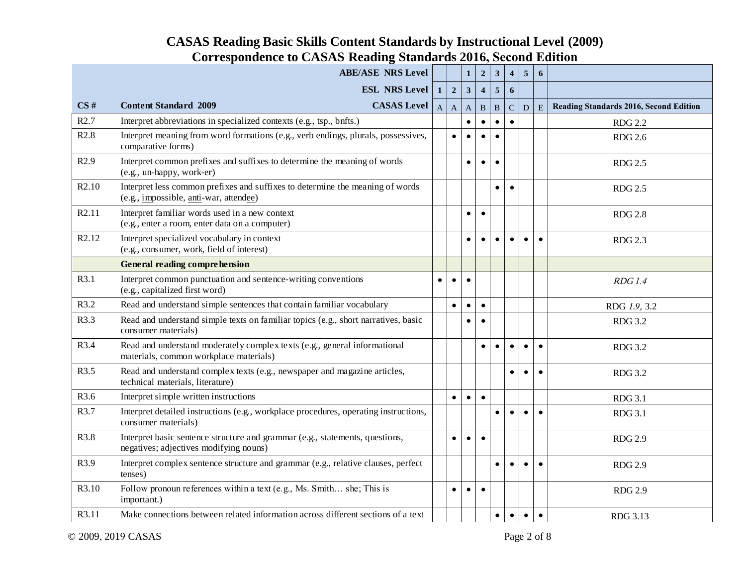# CASAS Reading Basic Skills Content Standards by Instructional Level (2009)
## Correspondence to CASAS Reading Standards 2016, Second Edition

| | ABE/ASE NRS Level | | | 1 | 2 | 3 | 4 | 5 | 6 | |
|---|---|---|---|---|---|---|---|---|---|---|
| | ESL NRS Level | 1 | 2 | 3 | 4 | 5 | 6 | | | |
| **CS #** | **Content Standard 2009** — **CASAS Level** | A | A | A | B | B | C | D | E | **Reading Standards 2016, Second Edition** |
| R2.7 | Interpret abbreviations in specialized contexts (e.g., tsp., bnfts.) | | | • | • | • | • | | | RDG 2.2 |
| R2.8 | Interpret meaning from word formations (e.g., verb endings, plurals, possessives, comparative forms) | | • | • | • | • | | | | RDG 2.6 |
| R2.9 | Interpret common prefixes and suffixes to determine the meaning of words (e.g., un-happy, work-er) | | | • | • | • | | | | RDG 2.5 |
| R2.10 | Interpret less common prefixes and suffixes to determine the meaning of words (e.g., <u>im</u>possible, <u>anti</u>-war, attend<u>ee</u>) | | | | | • | • | | | RDG 2.5 |
| R2.11 | Interpret familiar words used in a new context (e.g., enter a room, enter data on a computer) | | | • | • | | | | | RDG 2.8 |
| R2.12 | Interpret specialized vocabulary in context (e.g., consumer, work, field of interest) | | | • | • | • | • | • | • | RDG 2.3 |
| | **General reading comprehension** | | | | | | | | | |
| R3.1 | Interpret common punctuation and sentence-writing conventions (e.g., capitalized first word) | • | • | • | | | | | | *RDG 1.4* |
| R3.2 | Read and understand simple sentences that contain familiar vocabulary | | • | • | • | | | | | RDG *1.9,* 3.2 |
| R3.3 | Read and understand simple texts on familiar topics (e.g., short narratives, basic consumer materials) | | | • | • | | | | | RDG 3.2 |
| R3.4 | Read and understand moderately complex texts (e.g., general informational materials, common workplace materials) | | | | • | • | • | • | • | RDG 3.2 |
| R3.5 | Read and understand complex texts (e.g., newspaper and magazine articles, technical materials, literature) | | | | | | • | • | • | RDG 3.2 |
| R3.6 | Interpret simple written instructions | | • | • | • | | | | | RDG 3.1 |
| R3.7 | Interpret detailed instructions (e.g., workplace procedures, operating instructions, consumer materials) | | | | | • | • | • | • | RDG 3.1 |
| R3.8 | Interpret basic sentence structure and grammar (e.g., statements, questions, negatives; adjectives modifying nouns) | | • | • | • | | | | | RDG 2.9 |
| R3.9 | Interpret complex sentence structure and grammar (e.g., relative clauses, perfect tenses) | | | | | • | • | • | • | RDG 2.9 |
| R3.10 | Follow pronoun references within a text (e.g., Ms. Smith… she; This is important.) | | • | • | • | | | | | RDG 2.9 |
| R3.11 | Make connections between related information across different sections of a text | | | | | • | • | • | • | RDG 3.13 |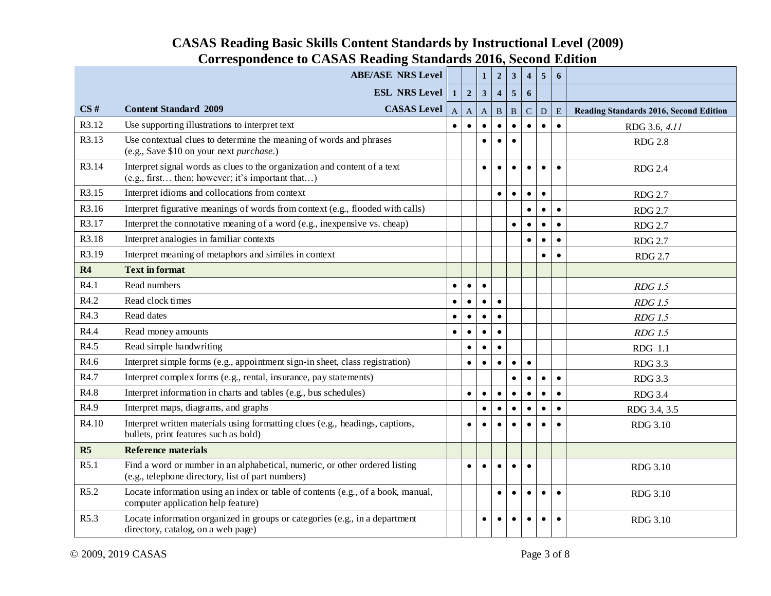# CASAS Reading Basic Skills Content Standards by Instructional Level (2009)
## Correspondence to CASAS Reading Standards 2016, Second Edition

| | ABE/ASE NRS Level | | | 1 | 2 | 3 | 4 | 5 | 6 | |
|---|---|---|---|---|---|---|---|---|---|---|
| | ESL NRS Level | 1 | 2 | 3 | 4 | 5 | 6 | | | |
| **CS #** | **Content Standard 2009** / **CASAS Level** | A | A | A | B | B | C | D | E | **Reading Standards 2016, Second Edition** |
| R3.12 | Use supporting illustrations to interpret text | • | • | • | • | • | • | • | • | RDG 3.6, *4.11* |
| R3.13 | Use contextual clues to determine the meaning of words and phrases (e.g., Save $10 on your next *purchase*.) | | | • | • | • | | | | RDG 2.8 |
| R3.14 | Interpret signal words as clues to the organization and content of a text (e.g., first… then; however; it's important that…) | | | • | • | • | • | • | • | RDG 2.4 |
| R3.15 | Interpret idioms and collocations from context | | | | • | • | • | • | | RDG 2.7 |
| R3.16 | Interpret figurative meanings of words from context (e.g., flooded with calls) | | | | | | • | • | • | RDG 2.7 |
| R3.17 | Interpret the connotative meaning of a word (e.g., inexpensive vs. cheap) | | | | | • | • | • | • | RDG 2.7 |
| R3.18 | Interpret analogies in familiar contexts | | | | | | • | • | • | RDG 2.7 |
| R3.19 | Interpret meaning of metaphors and similes in context | | | | | | | • | • | RDG 2.7 |
| **R4** | **Text in format** | | | | | | | | | |
| R4.1 | Read numbers | • | • | • | | | | | | *RDG 1.5* |
| R4.2 | Read clock times | • | • | • | • | | | | | *RDG 1.5* |
| R4.3 | Read dates | • | • | • | • | | | | | *RDG 1.5* |
| R4.4 | Read money amounts | • | • | • | • | | | | | *RDG 1.5* |
| R4.5 | Read simple handwriting | | • | • | • | | | | | RDG 1.1 |
| R4.6 | Interpret simple forms (e.g., appointment sign-in sheet, class registration) | | • | • | • | • | • | | | RDG 3.3 |
| R4.7 | Interpret complex forms (e.g., rental, insurance, pay statements) | | | | | • | • | • | • | RDG 3.3 |
| R4.8 | Interpret information in charts and tables (e.g., bus schedules) | | • | • | • | • | • | • | • | RDG 3.4 |
| R4.9 | Interpret maps, diagrams, and graphs | | | • | • | • | • | • | • | RDG 3.4, 3.5 |
| R4.10 | Interpret written materials using formatting clues (e.g., headings, captions, bullets, print features such as bold) | | • | • | • | • | • | • | • | RDG 3.10 |
| **R5** | **Reference materials** | | | | | | | | | |
| R5.1 | Find a word or number in an alphabetical, numeric, or other ordered listing (e.g., telephone directory, list of part numbers) | | • | • | • | • | • | | | RDG 3.10 |
| R5.2 | Locate information using an index or table of contents (e.g., of a book, manual, computer application help feature) | | | | • | • | • | • | • | RDG 3.10 |
| R5.3 | Locate information organized in groups or categories (e.g., in a department directory, catalog, on a web page) | | | • | • | • | • | • | • | RDG 3.10 |

© 2009, 2019 CASAS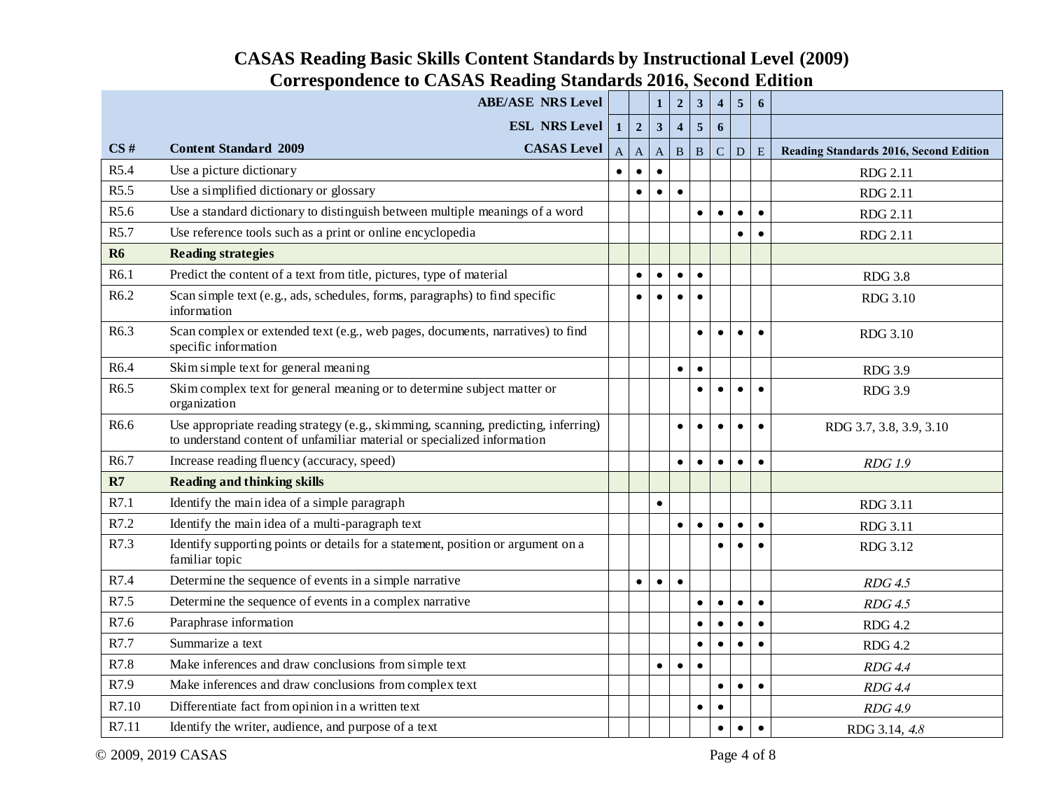# CASAS Reading Basic Skills Content Standards by Instructional Level (2009)
## Correspondence to CASAS Reading Standards 2016, Second Edition

| | | | | | | | | | | |
|---|---|---|---|---|---|---|---|---|---|---|
| | **ABE/ASE NRS Level** | | | **1** | **2** | **3** | **4** | **5** | **6** | |
| | **ESL NRS Level** | **1** | **2** | **3** | **4** | **5** | **6** | | | |
| **CS #** | **Content Standard 2009** **CASAS Level** | A | A | A | B | B | C | D | E | **Reading Standards 2016, Second Edition** |
| R5.4 | Use a picture dictionary | • | • | • | | | | | | RDG 2.11 |
| R5.5 | Use a simplified dictionary or glossary | | • | • | • | | | | | RDG 2.11 |
| R5.6 | Use a standard dictionary to distinguish between multiple meanings of a word | | | | | • | • | • | • | RDG 2.11 |
| R5.7 | Use reference tools such as a print or online encyclopedia | | | | | | | • | • | RDG 2.11 |
| **R6** | **Reading strategies** | | | | | | | | | |
| R6.1 | Predict the content of a text from title, pictures, type of material | | • | • | • | • | | | | RDG 3.8 |
| R6.2 | Scan simple text (e.g., ads, schedules, forms, paragraphs) to find specific information | | • | • | • | • | | | | RDG 3.10 |
| R6.3 | Scan complex or extended text (e.g., web pages, documents, narratives) to find specific information | | | | | • | • | • | • | RDG 3.10 |
| R6.4 | Skim simple text for general meaning | | | | • | • | | | | RDG 3.9 |
| R6.5 | Skim complex text for general meaning or to determine subject matter or organization | | | | | • | • | • | • | RDG 3.9 |
| R6.6 | Use appropriate reading strategy (e.g., skimming, scanning, predicting, inferring) to understand content of unfamiliar material or specialized information | | | | • | • | • | • | • | RDG 3.7, 3.8, 3.9, 3.10 |
| R6.7 | Increase reading fluency (accuracy, speed) | | | | • | • | • | • | • | *RDG 1.9* |
| **R7** | **Reading and thinking skills** | | | | | | | | | |
| R7.1 | Identify the main idea of a simple paragraph | | | • | | | | | | RDG 3.11 |
| R7.2 | Identify the main idea of a multi-paragraph text | | | | • | • | • | • | • | RDG 3.11 |
| R7.3 | Identify supporting points or details for a statement, position or argument on a familiar topic | | | | | | • | • | • | RDG 3.12 |
| R7.4 | Determine the sequence of events in a simple narrative | | • | • | • | | | | | *RDG 4.5* |
| R7.5 | Determine the sequence of events in a complex narrative | | | | | • | • | • | • | *RDG 4.5* |
| R7.6 | Paraphrase information | | | | | • | • | • | • | RDG 4.2 |
| R7.7 | Summarize a text | | | | | • | • | • | • | RDG 4.2 |
| R7.8 | Make inferences and draw conclusions from simple text | | | • | • | • | | | | *RDG 4.4* |
| R7.9 | Make inferences and draw conclusions from complex text | | | | | | • | • | • | *RDG 4.4* |
| R7.10 | Differentiate fact from opinion in a written text | | | | | • | • | | | *RDG 4.9* |
| R7.11 | Identify the writer, audience, and purpose of a text | | | | | | • | • | • | RDG 3.14, *4.8* |

© 2009, 2019 CASAS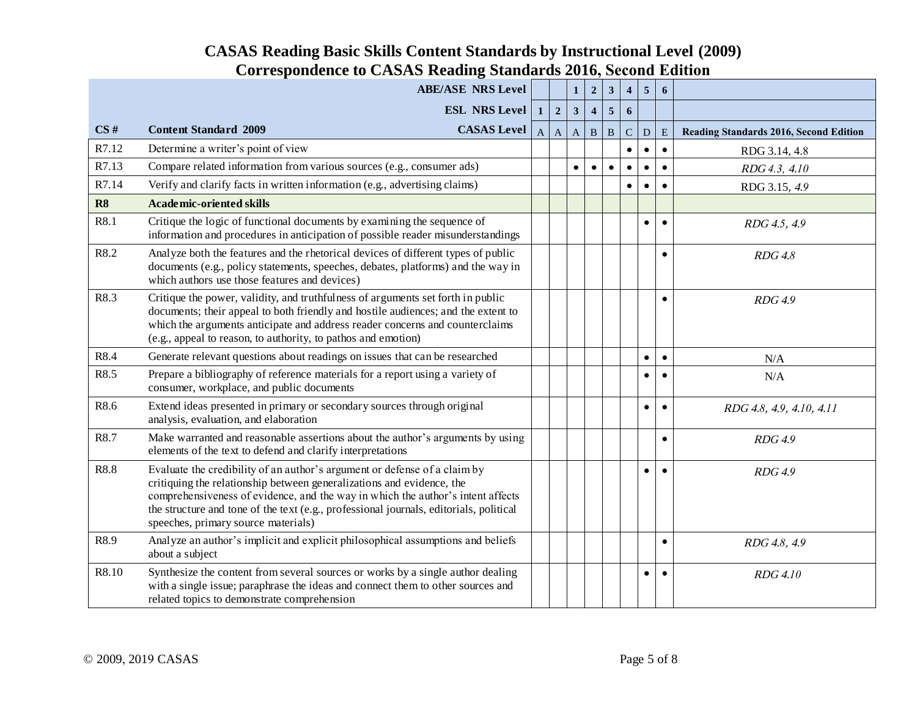# CASAS Reading Basic Skills Content Standards by Instructional Level (2009)
## Correspondence to CASAS Reading Standards 2016, Second Edition

| | ABE/ASE NRS Level | | | 1 | 2 | 3 | 4 | 5 | 6 | |
|---|---|---|---|---|---|---|---|---|---|---|
| | ESL NRS Level | 1 | 2 | 3 | 4 | 5 | 6 | | | |
| **CS #** | **Content Standard 2009** — **CASAS Level** | A | A | A | B | B | C | D | E | **Reading Standards 2016, Second Edition** |
| R7.12 | Determine a writer's point of view | | | | | | • | • | • | RDG 3.14, 4.8 |
| R7.13 | Compare related information from various sources (e.g., consumer ads) | | | • | • | • | • | • | • | *RDG 4.3, 4.10* |
| R7.14 | Verify and clarify facts in written information (e.g., advertising claims) | | | | | | • | • | • | RDG 3.15, *4.9* |
| **R8** | **Academic-oriented skills** | | | | | | | | | |
| R8.1 | Critique the logic of functional documents by examining the sequence of information and procedures in anticipation of possible reader misunderstandings | | | | | | | • | • | *RDG 4.5, 4.9* |
| R8.2 | Analyze both the features and the rhetorical devices of different types of public documents (e.g., policy statements, speeches, debates, platforms) and the way in which authors use those features and devices) | | | | | | | | • | *RDG 4.8* |
| R8.3 | Critique the power, validity, and truthfulness of arguments set forth in public documents; their appeal to both friendly and hostile audiences; and the extent to which the arguments anticipate and address reader concerns and counterclaims (e.g., appeal to reason, to authority, to pathos and emotion) | | | | | | | | • | *RDG 4.9* |
| R8.4 | Generate relevant questions about readings on issues that can be researched | | | | | | | • | • | N/A |
| R8.5 | Prepare a bibliography of reference materials for a report using a variety of consumer, workplace, and public documents | | | | | | | • | • | N/A |
| R8.6 | Extend ideas presented in primary or secondary sources through original analysis, evaluation, and elaboration | | | | | | | • | • | *RDG 4.8, 4.9, 4.10, 4.11* |
| R8.7 | Make warranted and reasonable assertions about the author's arguments by using elements of the text to defend and clarify interpretations | | | | | | | | • | *RDG 4.9* |
| R8.8 | Evaluate the credibility of an author's argument or defense of a claim by critiquing the relationship between generalizations and evidence, the comprehensiveness of evidence, and the way in which the author's intent affects the structure and tone of the text (e.g., professional journals, editorials, political speeches, primary source materials) | | | | | | | • | • | *RDG 4.9* |
| R8.9 | Analyze an author's implicit and explicit philosophical assumptions and beliefs about a subject | | | | | | | | • | *RDG 4.8, 4.9* |
| R8.10 | Synthesize the content from several sources or works by a single author dealing with a single issue; paraphrase the ideas and connect them to other sources and related topics to demonstrate comprehension | | | | | | | • | • | *RDG 4.10* |

© 2009, 2019 CASAS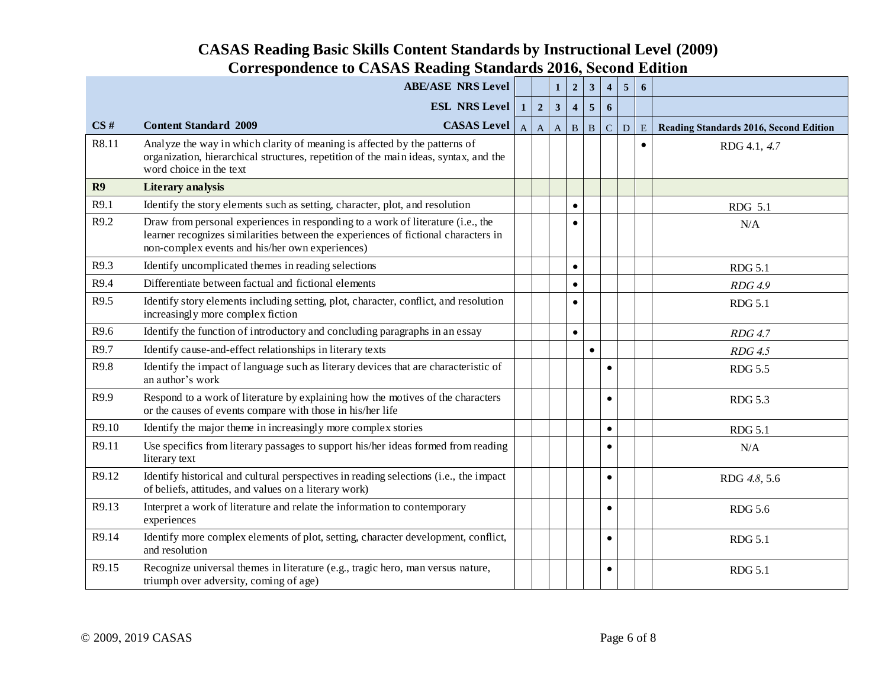# CASAS Reading Basic Skills Content Standards by Instructional Level (2009)
## Correspondence to CASAS Reading Standards 2016, Second Edition

| | ABE/ASE NRS Level | | | 1 | 2 | 3 | 4 | 5 | 6 | |
|---|---|---|---|---|---|---|---|---|---|---|
| | ESL NRS Level | 1 | 2 | 3 | 4 | 5 | 6 | | | |
| **CS #** | **Content Standard 2009** / **CASAS Level** | A | A | A | B | B | C | D | E | **Reading Standards 2016, Second Edition** |
| R8.11 | Analyze the way in which clarity of meaning is affected by the patterns of organization, hierarchical structures, repetition of the main ideas, syntax, and the word choice in the text | | | | | | | | • | RDG 4.1, *4.7* |
| **R9** | **Literary analysis** | | | | | | | | | |
| R9.1 | Identify the story elements such as setting, character, plot, and resolution | | | | • | | | | | RDG 5.1 |
| R9.2 | Draw from personal experiences in responding to a work of literature (i.e., the learner recognizes similarities between the experiences of fictional characters in non-complex events and his/her own experiences) | | | | • | | | | | N/A |
| R9.3 | Identify uncomplicated themes in reading selections | | | | • | | | | | RDG 5.1 |
| R9.4 | Differentiate between factual and fictional elements | | | | • | | | | | *RDG 4.9* |
| R9.5 | Identify story elements including setting, plot, character, conflict, and resolution increasingly more complex fiction | | | | • | | | | | RDG 5.1 |
| R9.6 | Identify the function of introductory and concluding paragraphs in an essay | | | | • | | | | | *RDG 4.7* |
| R9.7 | Identify cause-and-effect relationships in literary texts | | | | | • | | | | *RDG 4.5* |
| R9.8 | Identify the impact of language such as literary devices that are characteristic of an author's work | | | | | | • | | | RDG 5.5 |
| R9.9 | Respond to a work of literature by explaining how the motives of the characters or the causes of events compare with those in his/her life | | | | | | • | | | RDG 5.3 |
| R9.10 | Identify the major theme in increasingly more complex stories | | | | | | • | | | RDG 5.1 |
| R9.11 | Use specifics from literary passages to support his/her ideas formed from reading literary text | | | | | | • | | | N/A |
| R9.12 | Identify historical and cultural perspectives in reading selections (i.e., the impact of beliefs, attitudes, and values on a literary work) | | | | | | • | | | RDG *4.8*, 5.6 |
| R9.13 | Interpret a work of literature and relate the information to contemporary experiences | | | | | | • | | | RDG 5.6 |
| R9.14 | Identify more complex elements of plot, setting, character development, conflict, and resolution | | | | | | • | | | RDG 5.1 |
| R9.15 | Recognize universal themes in literature (e.g., tragic hero, man versus nature, triumph over adversity, coming of age) | | | | | | • | | | RDG 5.1 |

© 2009, 2019 CASAS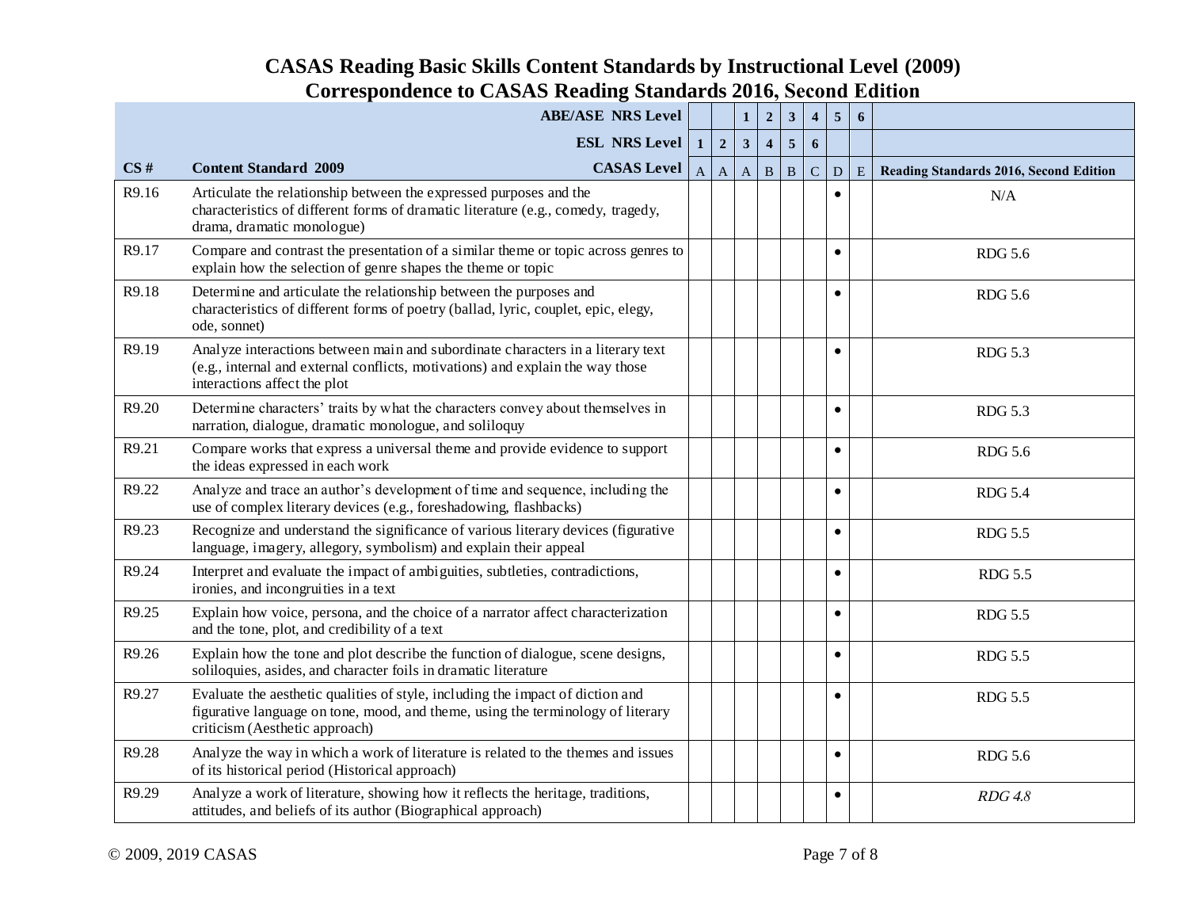# CASAS Reading Basic Skills Content Standards by Instructional Level (2009)
## Correspondence to CASAS Reading Standards 2016, Second Edition

| | ABE/ASE NRS Level | | | 1 | 2 | 3 | 4 | 5 | 6 | |
|---|---|---|---|---|---|---|---|---|---|---|
| | ESL NRS Level | 1 | 2 | 3 | 4 | 5 | 6 | | | |
| CS # | Content Standard 2009 — CASAS Level | A | A | A | B | B | C | D | E | Reading Standards 2016, Second Edition |
| R9.16 | Articulate the relationship between the expressed purposes and the characteristics of different forms of dramatic literature (e.g., comedy, tragedy, drama, dramatic monologue) | | | | | | | • | | N/A |
| R9.17 | Compare and contrast the presentation of a similar theme or topic across genres to explain how the selection of genre shapes the theme or topic | | | | | | | • | | RDG 5.6 |
| R9.18 | Determine and articulate the relationship between the purposes and characteristics of different forms of poetry (ballad, lyric, couplet, epic, elegy, ode, sonnet) | | | | | | | • | | RDG 5.6 |
| R9.19 | Analyze interactions between main and subordinate characters in a literary text (e.g., internal and external conflicts, motivations) and explain the way those interactions affect the plot | | | | | | | • | | RDG 5.3 |
| R9.20 | Determine characters' traits by what the characters convey about themselves in narration, dialogue, dramatic monologue, and soliloquy | | | | | | | • | | RDG 5.3 |
| R9.21 | Compare works that express a universal theme and provide evidence to support the ideas expressed in each work | | | | | | | • | | RDG 5.6 |
| R9.22 | Analyze and trace an author's development of time and sequence, including the use of complex literary devices (e.g., foreshadowing, flashbacks) | | | | | | | • | | RDG 5.4 |
| R9.23 | Recognize and understand the significance of various literary devices (figurative language, imagery, allegory, symbolism) and explain their appeal | | | | | | | • | | RDG 5.5 |
| R9.24 | Interpret and evaluate the impact of ambiguities, subtleties, contradictions, ironies, and incongruities in a text | | | | | | | • | | RDG 5.5 |
| R9.25 | Explain how voice, persona, and the choice of a narrator affect characterization and the tone, plot, and credibility of a text | | | | | | | • | | RDG 5.5 |
| R9.26 | Explain how the tone and plot describe the function of dialogue, scene designs, soliloquies, asides, and character foils in dramatic literature | | | | | | | • | | RDG 5.5 |
| R9.27 | Evaluate the aesthetic qualities of style, including the impact of diction and figurative language on tone, mood, and theme, using the terminology of literary criticism (Aesthetic approach) | | | | | | | • | | RDG 5.5 |
| R9.28 | Analyze the way in which a work of literature is related to the themes and issues of its historical period (Historical approach) | | | | | | | • | | RDG 5.6 |
| R9.29 | Analyze a work of literature, showing how it reflects the heritage, traditions, attitudes, and beliefs of its author (Biographical approach) | | | | | | | • | | *RDG 4.8* |

© 2009, 2019 CASAS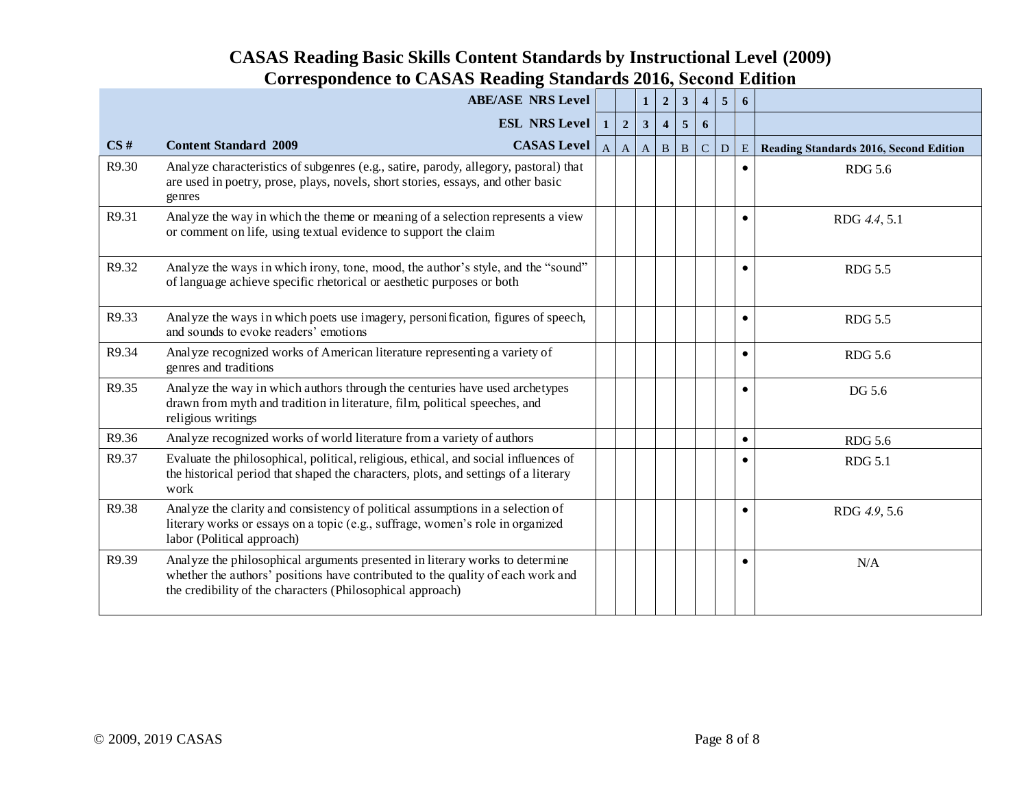# CASAS Reading Basic Skills Content Standards by Instructional Level (2009)
## Correspondence to CASAS Reading Standards 2016, Second Edition

| | ABE/ASE NRS Level | | | 1 | 2 | 3 | 4 | 5 | 6 | |
|---|---|---|---|---|---|---|---|---|---|---|
| | ESL NRS Level | 1 | 2 | 3 | 4 | 5 | 6 | | | |
| CS # | Content Standard 2009 — CASAS Level | A | A | A | B | B | C | D | E | Reading Standards 2016, Second Edition |
| R9.30 | Analyze characteristics of subgenres (e.g., satire, parody, allegory, pastoral) that are used in poetry, prose, plays, novels, short stories, essays, and other basic genres | | | | | | | | • | RDG 5.6 |
| R9.31 | Analyze the way in which the theme or meaning of a selection represents a view or comment on life, using textual evidence to support the claim | | | | | | | | • | RDG *4.4*, 5.1 |
| R9.32 | Analyze the ways in which irony, tone, mood, the author's style, and the "sound" of language achieve specific rhetorical or aesthetic purposes or both | | | | | | | | • | RDG 5.5 |
| R9.33 | Analyze the ways in which poets use imagery, personification, figures of speech, and sounds to evoke readers' emotions | | | | | | | | • | RDG 5.5 |
| R9.34 | Analyze recognized works of American literature representing a variety of genres and traditions | | | | | | | | • | RDG 5.6 |
| R9.35 | Analyze the way in which authors through the centuries have used archetypes drawn from myth and tradition in literature, film, political speeches, and religious writings | | | | | | | | • | DG 5.6 |
| R9.36 | Analyze recognized works of world literature from a variety of authors | | | | | | | | • | RDG 5.6 |
| R9.37 | Evaluate the philosophical, political, religious, ethical, and social influences of the historical period that shaped the characters, plots, and settings of a literary work | | | | | | | | • | RDG 5.1 |
| R9.38 | Analyze the clarity and consistency of political assumptions in a selection of literary works or essays on a topic (e.g., suffrage, women's role in organized labor (Political approach) | | | | | | | | • | RDG *4.9*, 5.6 |
| R9.39 | Analyze the philosophical arguments presented in literary works to determine whether the authors' positions have contributed to the quality of each work and the credibility of the characters (Philosophical approach) | | | | | | | | • | N/A |

© 2009, 2019 CASAS